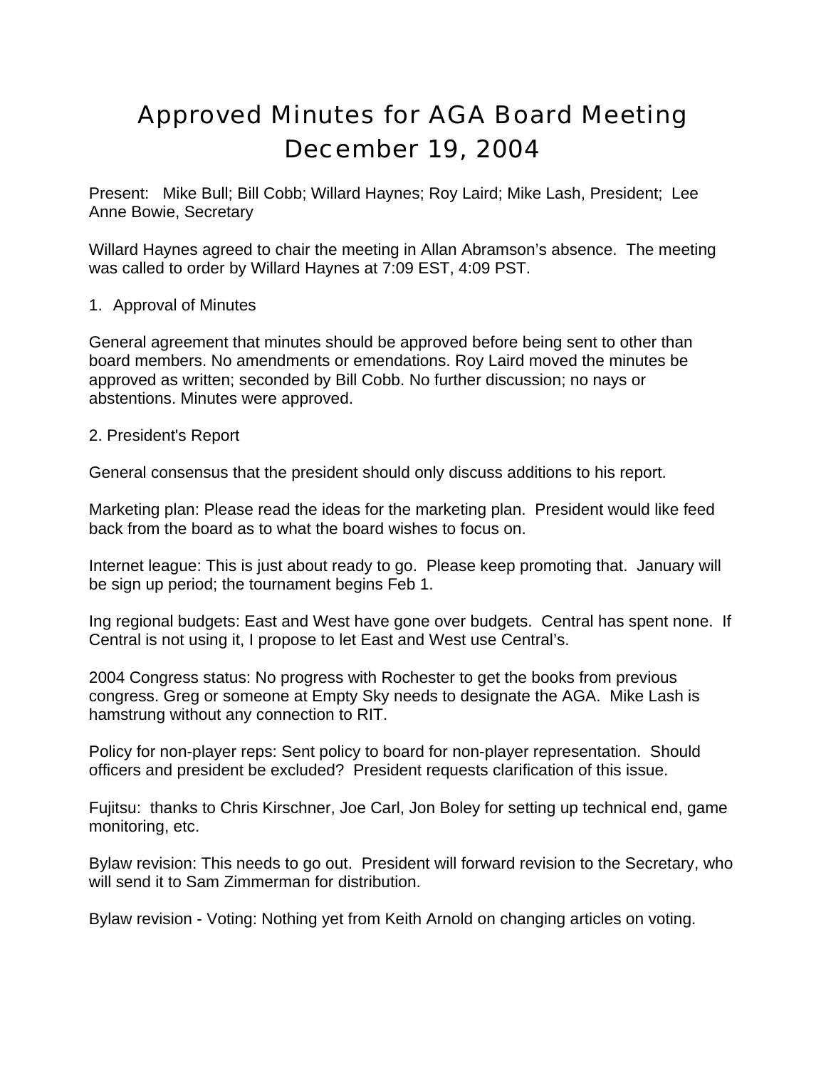# Approved Minutes for AGA Board Meeting December 19, 2004

Present: Mike Bull; Bill Cobb; Willard Haynes; Roy Laird; Mike Lash, President; Lee Anne Bowie, Secretary

Willard Haynes agreed to chair the meeting in Allan Abramson's absence. The meeting was called to order by Willard Haynes at 7:09 EST, 4:09 PST.

1. Approval of Minutes

General agreement that minutes should be approved before being sent to other than board members. No amendments or emendations. Roy Laird moved the minutes be approved as written; seconded by Bill Cobb. No further discussion; no nays or abstentions. Minutes were approved.

2. President's Report

General consensus that the president should only discuss additions to his report.

Marketing plan: Please read the ideas for the marketing plan. President would like feed back from the board as to what the board wishes to focus on.

Internet league: This is just about ready to go. Please keep promoting that. January will be sign up period; the tournament begins Feb 1.

Ing regional budgets: East and West have gone over budgets. Central has spent none. If Central is not using it, I propose to let East and West use Central's.

2004 Congress status: No progress with Rochester to get the books from previous congress. Greg or someone at Empty Sky needs to designate the AGA. Mike Lash is hamstrung without any connection to RIT.

Policy for non-player reps: Sent policy to board for non-player representation. Should officers and president be excluded? President requests clarification of this issue.

Fujitsu: thanks to Chris Kirschner, Joe Carl, Jon Boley for setting up technical end, game monitoring, etc.

Bylaw revision: This needs to go out. President will forward revision to the Secretary, who will send it to Sam Zimmerman for distribution.

Bylaw revision - Voting: Nothing yet from Keith Arnold on changing articles on voting.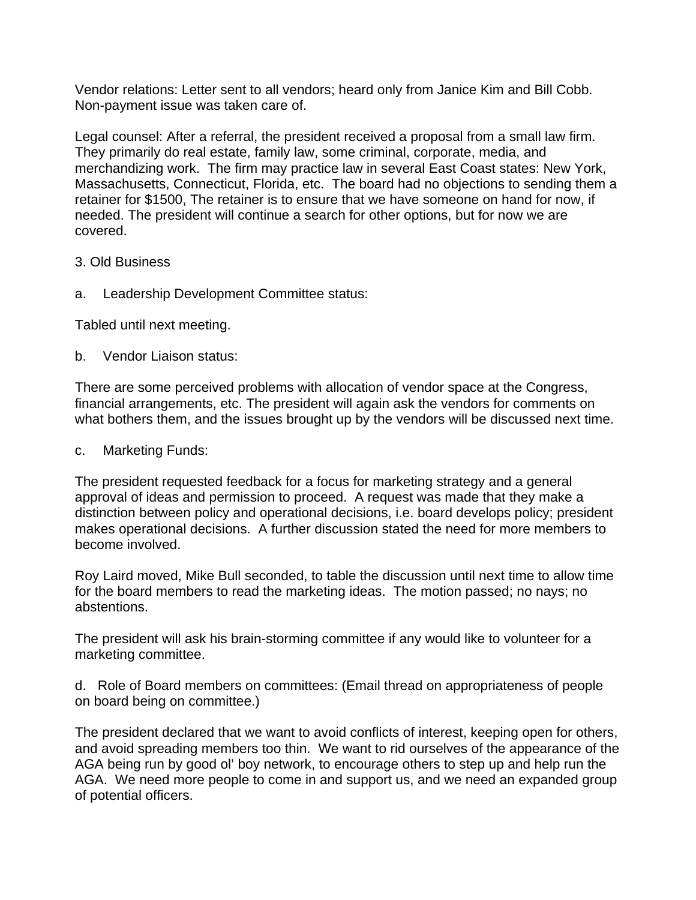Vendor relations: Letter sent to all vendors; heard only from Janice Kim and Bill Cobb. Non-payment issue was taken care of.

Legal counsel: After a referral, the president received a proposal from a small law firm. They primarily do real estate, family law, some criminal, corporate, media, and merchandizing work. The firm may practice law in several East Coast states: New York, Massachusetts, Connecticut, Florida, etc. The board had no objections to sending them a retainer for $1500, The retainer is to ensure that we have someone on hand for now, if needed. The president will continue a search for other options, but for now we are covered.

3. Old Business

a. Leadership Development Committee status:

Tabled until next meeting.

b. Vendor Liaison status:

There are some perceived problems with allocation of vendor space at the Congress, financial arrangements, etc. The president will again ask the vendors for comments on what bothers them, and the issues brought up by the vendors will be discussed next time.

c. Marketing Funds:

The president requested feedback for a focus for marketing strategy and a general approval of ideas and permission to proceed. A request was made that they make a distinction between policy and operational decisions, i.e. board develops policy; president makes operational decisions. A further discussion stated the need for more members to become involved.

Roy Laird moved, Mike Bull seconded, to table the discussion until next time to allow time for the board members to read the marketing ideas. The motion passed; no nays; no abstentions.

The president will ask his brain-storming committee if any would like to volunteer for a marketing committee.

d. Role of Board members on committees: (Email thread on appropriateness of people on board being on committee.)

The president declared that we want to avoid conflicts of interest, keeping open for others, and avoid spreading members too thin. We want to rid ourselves of the appearance of the AGA being run by good ol' boy network, to encourage others to step up and help run the AGA. We need more people to come in and support us, and we need an expanded group of potential officers.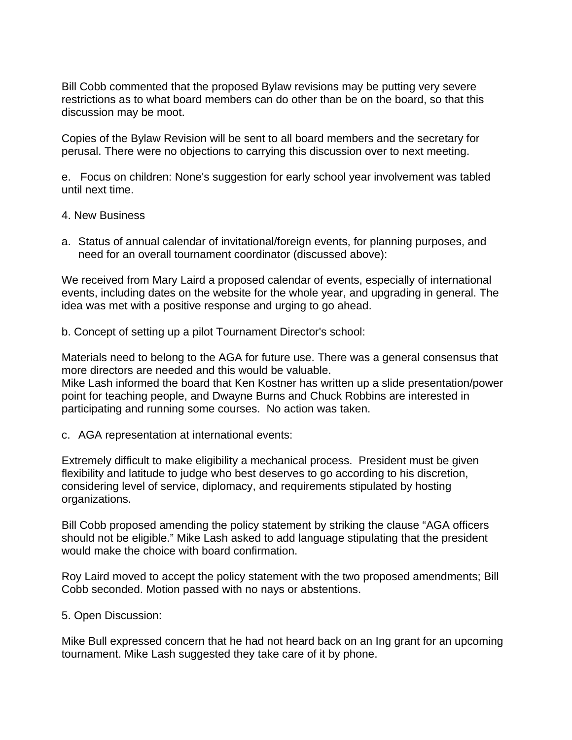Bill Cobb commented that the proposed Bylaw revisions may be putting very severe restrictions as to what board members can do other than be on the board, so that this discussion may be moot.

Copies of the Bylaw Revision will be sent to all board members and the secretary for perusal. There were no objections to carrying this discussion over to next meeting.

e. Focus on children: None's suggestion for early school year involvement was tabled until next time.

4. New Business

a. Status of annual calendar of invitational/foreign events, for planning purposes, and need for an overall tournament coordinator (discussed above):

We received from Mary Laird a proposed calendar of events, especially of international events, including dates on the website for the whole year, and upgrading in general. The idea was met with a positive response and urging to go ahead.

b. Concept of setting up a pilot Tournament Director's school:

Materials need to belong to the AGA for future use. There was a general consensus that more directors are needed and this would be valuable.
Mike Lash informed the board that Ken Kostner has written up a slide presentation/power point for teaching people, and Dwayne Burns and Chuck Robbins are interested in participating and running some courses. No action was taken.

c. AGA representation at international events:

Extremely difficult to make eligibility a mechanical process. President must be given flexibility and latitude to judge who best deserves to go according to his discretion, considering level of service, diplomacy, and requirements stipulated by hosting organizations.

Bill Cobb proposed amending the policy statement by striking the clause "AGA officers should not be eligible." Mike Lash asked to add language stipulating that the president would make the choice with board confirmation.

Roy Laird moved to accept the policy statement with the two proposed amendments; Bill Cobb seconded. Motion passed with no nays or abstentions.

5. Open Discussion:

Mike Bull expressed concern that he had not heard back on an Ing grant for an upcoming tournament. Mike Lash suggested they take care of it by phone.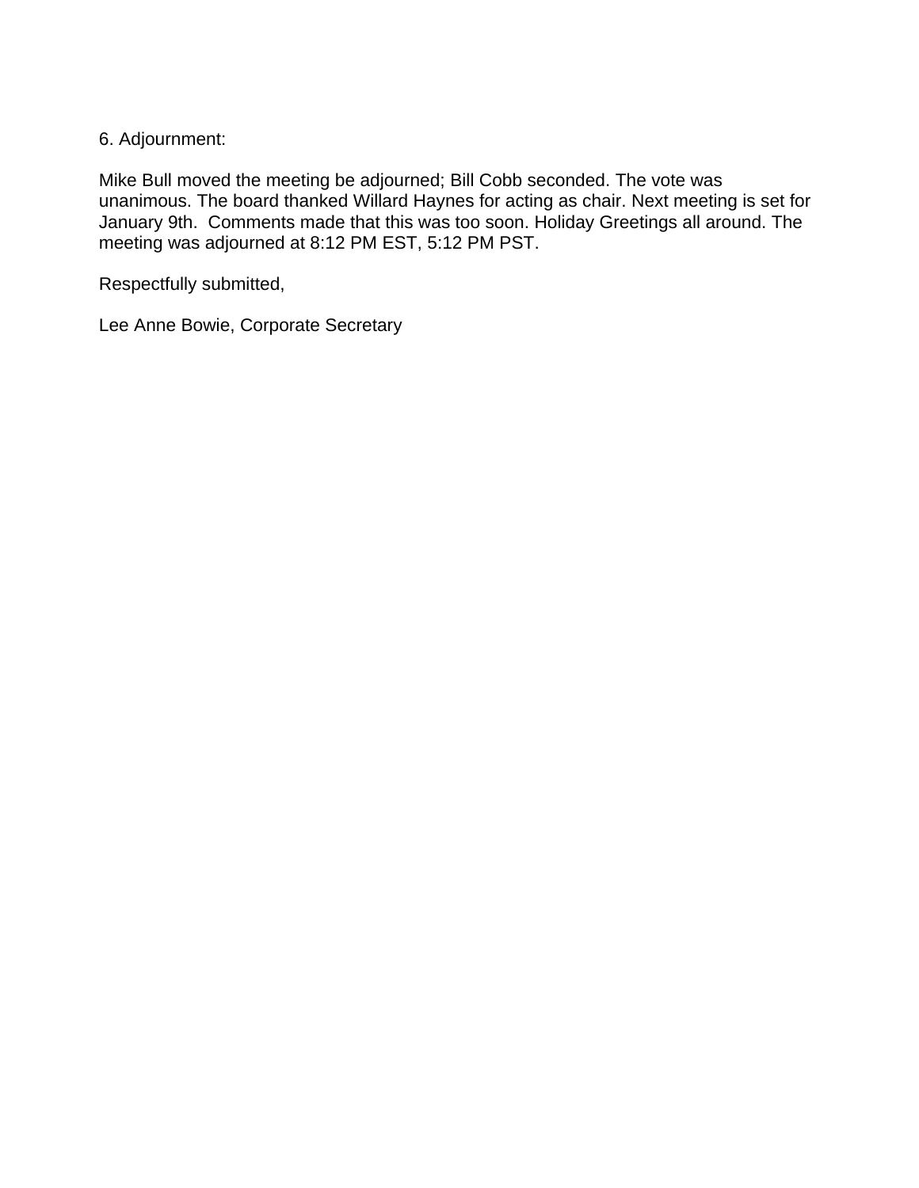6. Adjournment:

Mike Bull moved the meeting be adjourned; Bill Cobb seconded. The vote was unanimous. The board thanked Willard Haynes for acting as chair. Next meeting is set for January 9th. Comments made that this was too soon. Holiday Greetings all around. The meeting was adjourned at 8:12 PM EST, 5:12 PM PST.

Respectfully submitted,

Lee Anne Bowie, Corporate Secretary